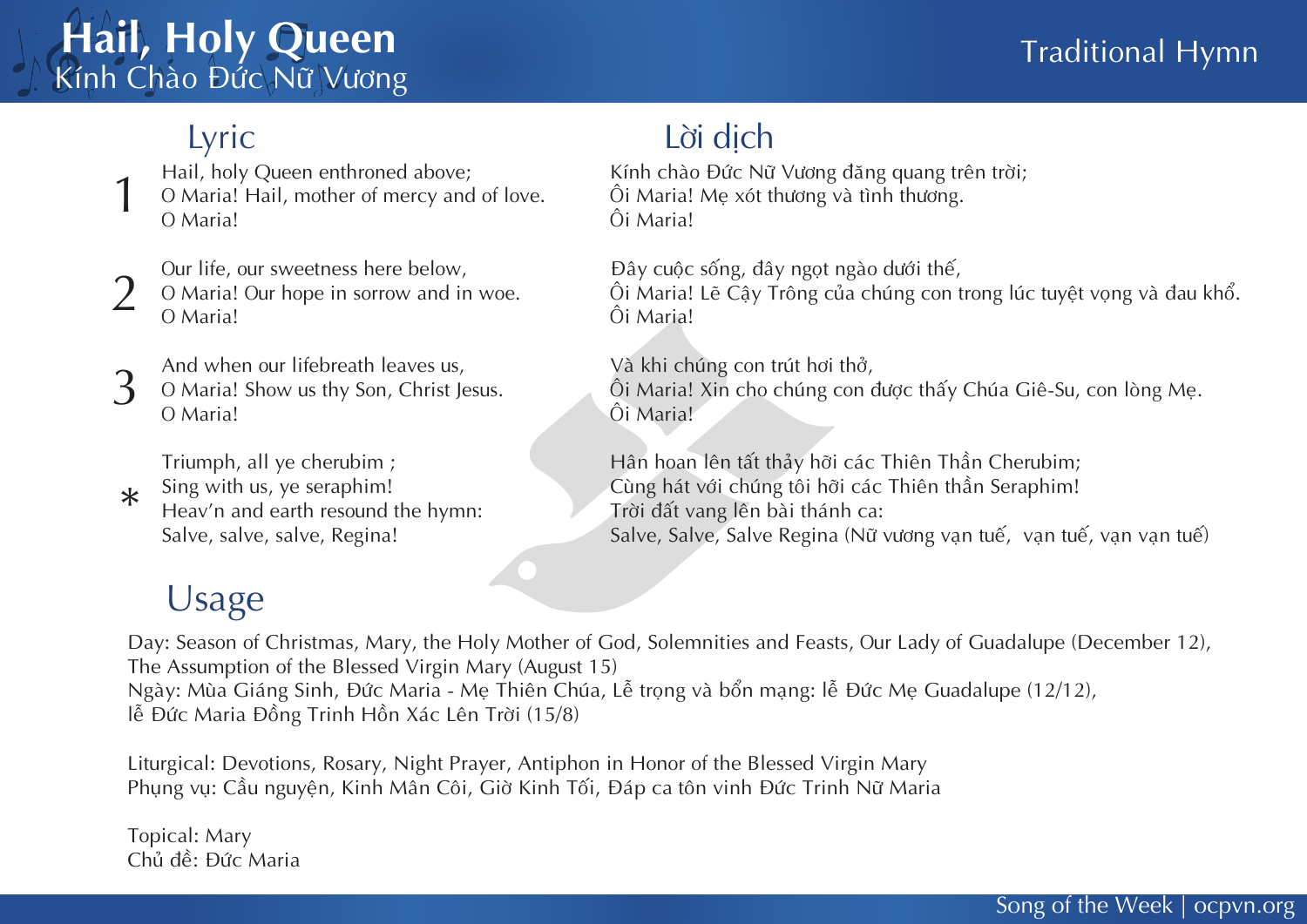# Hail, Holy Queen
## Kính Chào Đức Nữ Vương

Traditional Hymn

## Lyric

**1**
Hail, holy Queen enthroned above;
O Maria! Hail, mother of mercy and of love.
O Maria!

**2**
Our life, our sweetness here below,
O Maria! Our hope in sorrow and in woe.
O Maria!

**3**
And when our lifebreath leaves us,
O Maria! Show us thy Son, Christ Jesus.
O Maria!

**\***
Triumph, all ye cherubim ;
Sing with us, ye seraphim!
Heav'n and earth resound the hymn:
Salve, salve, salve, Regina!

## Lời dịch

Kính chào Đức Nữ Vương đăng quang trên trời;
Ôi Maria! Mẹ xót thương và tình thương.
Ôi Maria!

Đây cuộc sống, đây ngọt ngào dưới thế,
Ôi Maria! Lẽ Cậy Trông của chúng con trong lúc tuyệt vọng và đau khổ.
Ôi Maria!

Và khi chúng con trút hơi thở,
Ôi Maria! Xin cho chúng con được thấy Chúa Giê-Su, con lòng Mẹ.
Ôi Maria!

Hân hoan lên tất thảy hỡi các Thiên Thần Cherubim;
Cùng hát với chúng tôi hỡi các Thiên thần Seraphim!
Trời đất vang lên bài thánh ca:
Salve, Salve, Salve Regina (Nữ vương vạn tuế, vạn tuế, vạn vạn tuế)

## Usage

Day: Season of Christmas, Mary, the Holy Mother of God, Solemnities and Feasts, Our Lady of Guadalupe (December 12), The Assumption of the Blessed Virgin Mary (August 15)
Ngày: Mùa Giáng Sinh, Đức Maria - Mẹ Thiên Chúa, Lễ trọng và bổn mạng: lễ Đức Mẹ Guadalupe (12/12), lễ Đức Maria Đồng Trinh Hồn Xác Lên Trời (15/8)

Liturgical: Devotions, Rosary, Night Prayer, Antiphon in Honor of the Blessed Virgin Mary
Phụng vụ: Cầu nguyện, Kinh Mân Côi, Giờ Kinh Tối, Đáp ca tôn vinh Đức Trinh Nữ Maria

Topical: Mary
Chủ đề: Đức Maria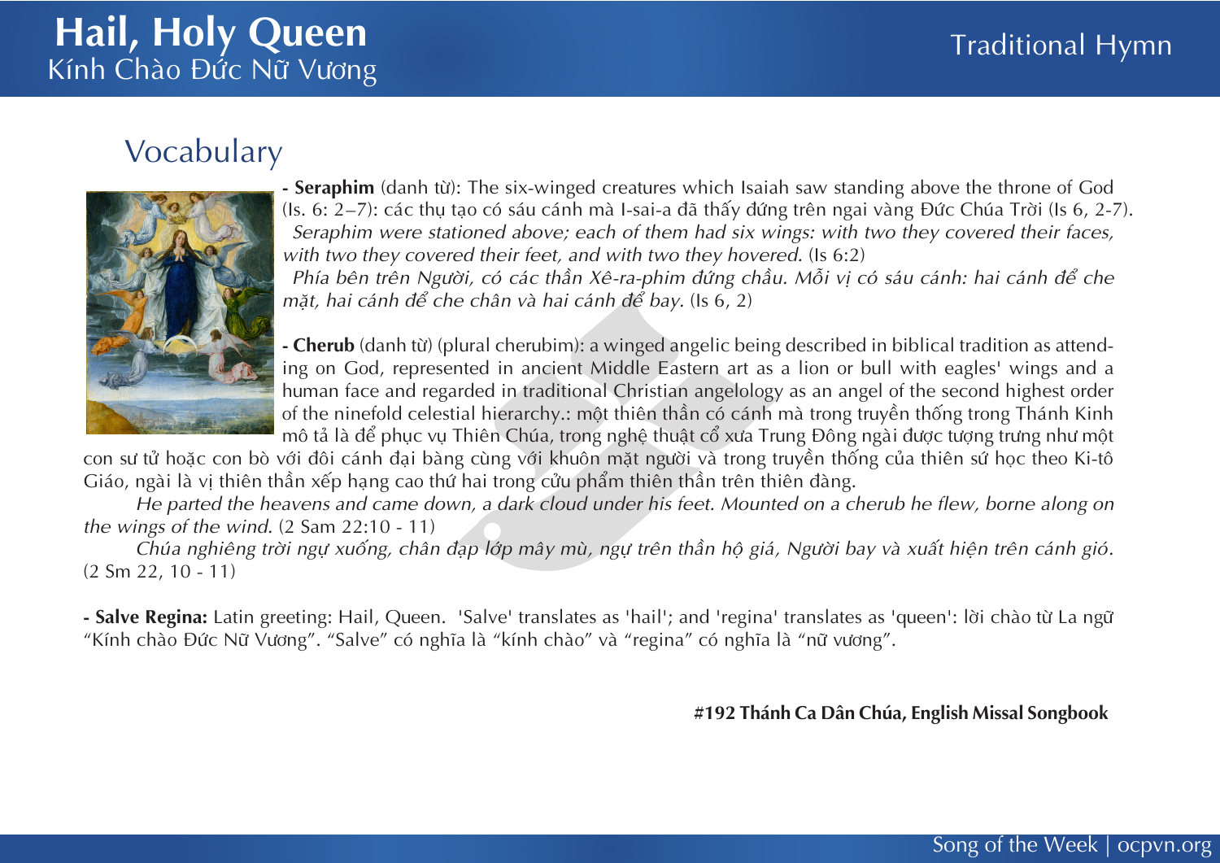# Hail, Holy Queen
Kính Chào Đức Nữ Vương

Traditional Hymn

## Vocabulary

**- Seraphim** (danh từ): The six-winged creatures which Isaiah saw standing above the throne of God (Is. 6: 2–7): các thụ tạo có sáu cánh mà I-sai-a đã thấy đứng trên ngai vàng Đức Chúa Trời (Is 6, 2-7).

*Seraphim were stationed above; each of them had six wings: with two they covered their faces, with two they covered their feet, and with two they hovered.* (Is 6:2)

*Phía bên trên Người, có các thần Xê-ra-phim đứng chầu. Mỗi vị có sáu cánh: hai cánh để che mặt, hai cánh để che chân và hai cánh để bay.* (Is 6, 2)

**- Cherub** (danh từ) (plural cherubim): a winged angelic being described in biblical tradition as attending on God, represented in ancient Middle Eastern art as a lion or bull with eagles' wings and a human face and regarded in traditional Christian angelology as an angel of the second highest order of the ninefold celestial hierarchy.: một thiên thần có cánh mà trong truyền thống trong Thánh Kinh mô tả là để phục vụ Thiên Chúa, trong nghệ thuật cổ xưa Trung Đông ngài được tượng trưng như một con sư tử hoặc con bò với đôi cánh đại bàng cùng với khuôn mặt người và trong truyền thống của thiên sứ học theo Ki-tô Giáo, ngài là vị thiên thần xếp hạng cao thứ hai trong cửu phẩm thiên thần trên thiên đàng.

*He parted the heavens and came down, a dark cloud under his feet. Mounted on a cherub he flew, borne along on the wings of the wind.* (2 Sam 22:10 - 11)

*Chúa nghiêng trời ngự xuống, chân đạp lớp mây mù, ngự trên thần hộ giá, Người bay và xuất hiện trên cánh gió.* (2 Sm 22, 10 - 11)

**- Salve Regina:** Latin greeting: Hail, Queen. 'Salve' translates as 'hail'; and 'regina' translates as 'queen': lời chào từ La ngữ "Kính chào Đức Nữ Vương". "Salve" có nghĩa là "kính chào" và "regina" có nghĩa là "nữ vương".

**#192 Thánh Ca Dân Chúa, English Missal Songbook**